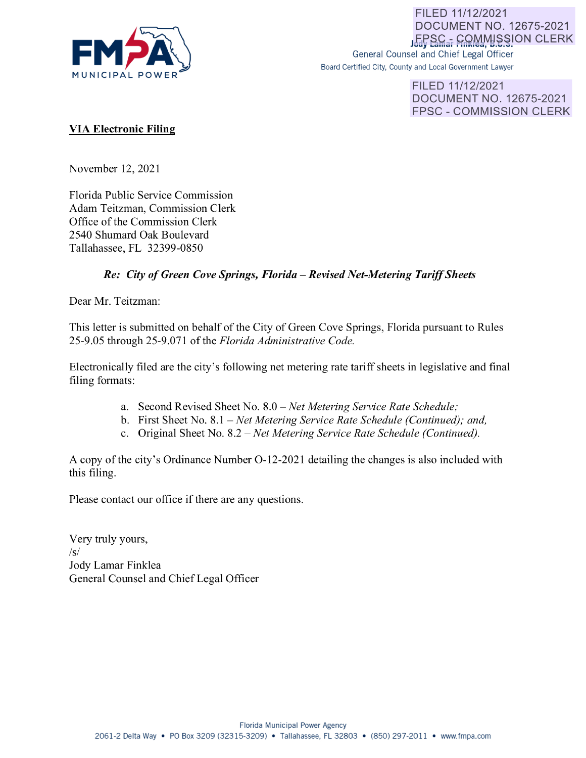FILED 11/12/2021
DOCUMENT NO. 12675-2021
FPSC - COMMISSION CLERK

FMPA
MUNICIPAL POWER

Jody Lamar Finklea, B.C.S.
General Counsel and Chief Legal Officer
Board Certified City, County and Local Government Lawyer

**VIA Electronic Filing**

November 12, 2021

Florida Public Service Commission
Adam Teitzman, Commission Clerk
Office of the Commission Clerk
2540 Shumard Oak Boulevard
Tallahassee, FL 32399-0850

***Re: City of Green Cove Springs, Florida – Revised Net-Metering Tariff Sheets***

Dear Mr. Teitzman:

This letter is submitted on behalf of the City of Green Cove Springs, Florida pursuant to Rules 25-9.05 through 25-9.071 of the *Florida Administrative Code.*

Electronically filed are the city's following net metering rate tariff sheets in legislative and final filing formats:

a. Second Revised Sheet No. 8.0 – *Net Metering Service Rate Schedule;*
b. First Sheet No. 8.1 – *Net Metering Service Rate Schedule (Continued); and,*
c. Original Sheet No. 8.2 – *Net Metering Service Rate Schedule (Continued).*

A copy of the city's Ordinance Number O-12-2021 detailing the changes is also included with this filing.

Please contact our office if there are any questions.

Very truly yours,
/s/
Jody Lamar Finklea
General Counsel and Chief Legal Officer

Florida Municipal Power Agency
2061-2 Delta Way • PO Box 3209 (32315-3209) • Tallahassee, FL 32803 • (850) 297-2011 • www.fmpa.com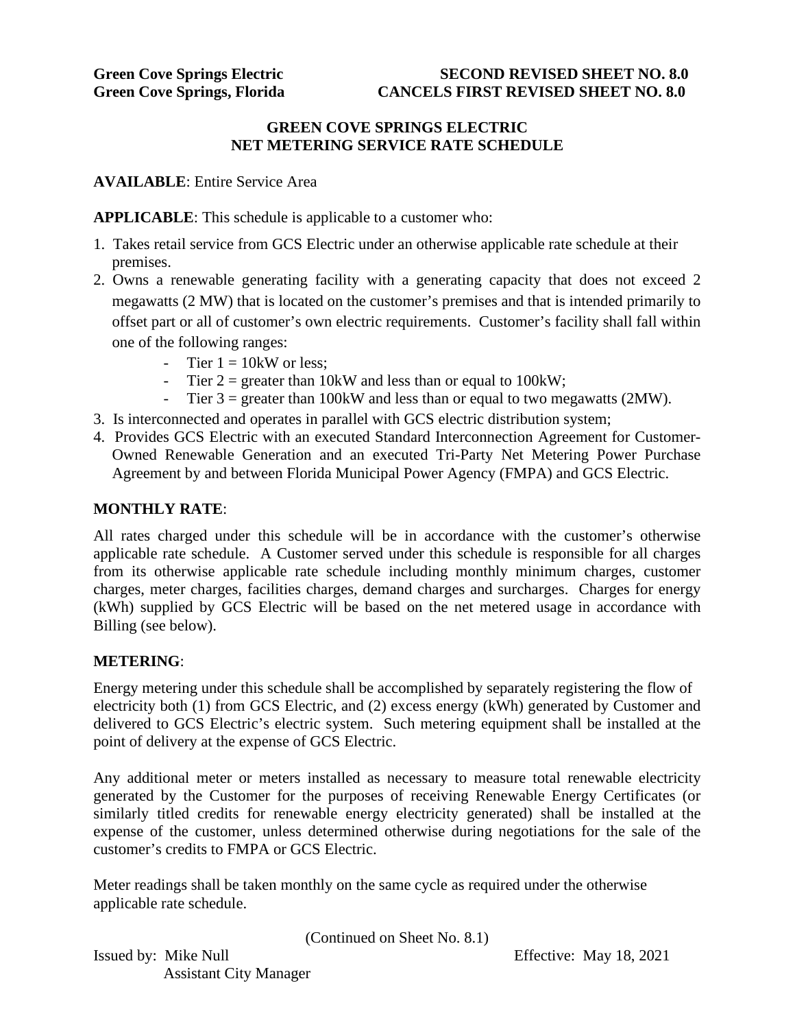**Green Cove Springs Electric** **SECOND REVISED SHEET NO. 8.0**
**Green Cove Springs, Florida** **CANCELS FIRST REVISED SHEET NO. 8.0**

# GREEN COVE SPRINGS ELECTRIC
# NET METERING SERVICE RATE SCHEDULE

**AVAILABLE**: Entire Service Area

**APPLICABLE**: This schedule is applicable to a customer who:

1. Takes retail service from GCS Electric under an otherwise applicable rate schedule at their premises.
2. Owns a renewable generating facility with a generating capacity that does not exceed 2 megawatts (2 MW) that is located on the customer's premises and that is intended primarily to offset part or all of customer's own electric requirements. Customer's facility shall fall within one of the following ranges:
   - Tier 1 = 10kW or less;
   - Tier 2 = greater than 10kW and less than or equal to 100kW;
   - Tier 3 = greater than 100kW and less than or equal to two megawatts (2MW).
3. Is interconnected and operates in parallel with GCS electric distribution system;
4. Provides GCS Electric with an executed Standard Interconnection Agreement for Customer-Owned Renewable Generation and an executed Tri-Party Net Metering Power Purchase Agreement by and between Florida Municipal Power Agency (FMPA) and GCS Electric.

**MONTHLY RATE**:

All rates charged under this schedule will be in accordance with the customer's otherwise applicable rate schedule. A Customer served under this schedule is responsible for all charges from its otherwise applicable rate schedule including monthly minimum charges, customer charges, meter charges, facilities charges, demand charges and surcharges. Charges for energy (kWh) supplied by GCS Electric will be based on the net metered usage in accordance with Billing (see below).

**METERING**:

Energy metering under this schedule shall be accomplished by separately registering the flow of electricity both (1) from GCS Electric, and (2) excess energy (kWh) generated by Customer and delivered to GCS Electric's electric system. Such metering equipment shall be installed at the point of delivery at the expense of GCS Electric.

Any additional meter or meters installed as necessary to measure total renewable electricity generated by the Customer for the purposes of receiving Renewable Energy Certificates (or similarly titled credits for renewable energy electricity generated) shall be installed at the expense of the customer, unless determined otherwise during negotiations for the sale of the customer's credits to FMPA or GCS Electric.

Meter readings shall be taken monthly on the same cycle as required under the otherwise applicable rate schedule.

(Continued on Sheet No. 8.1)

Issued by: Mike Null
Assistant City Manager

Effective: May 18, 2021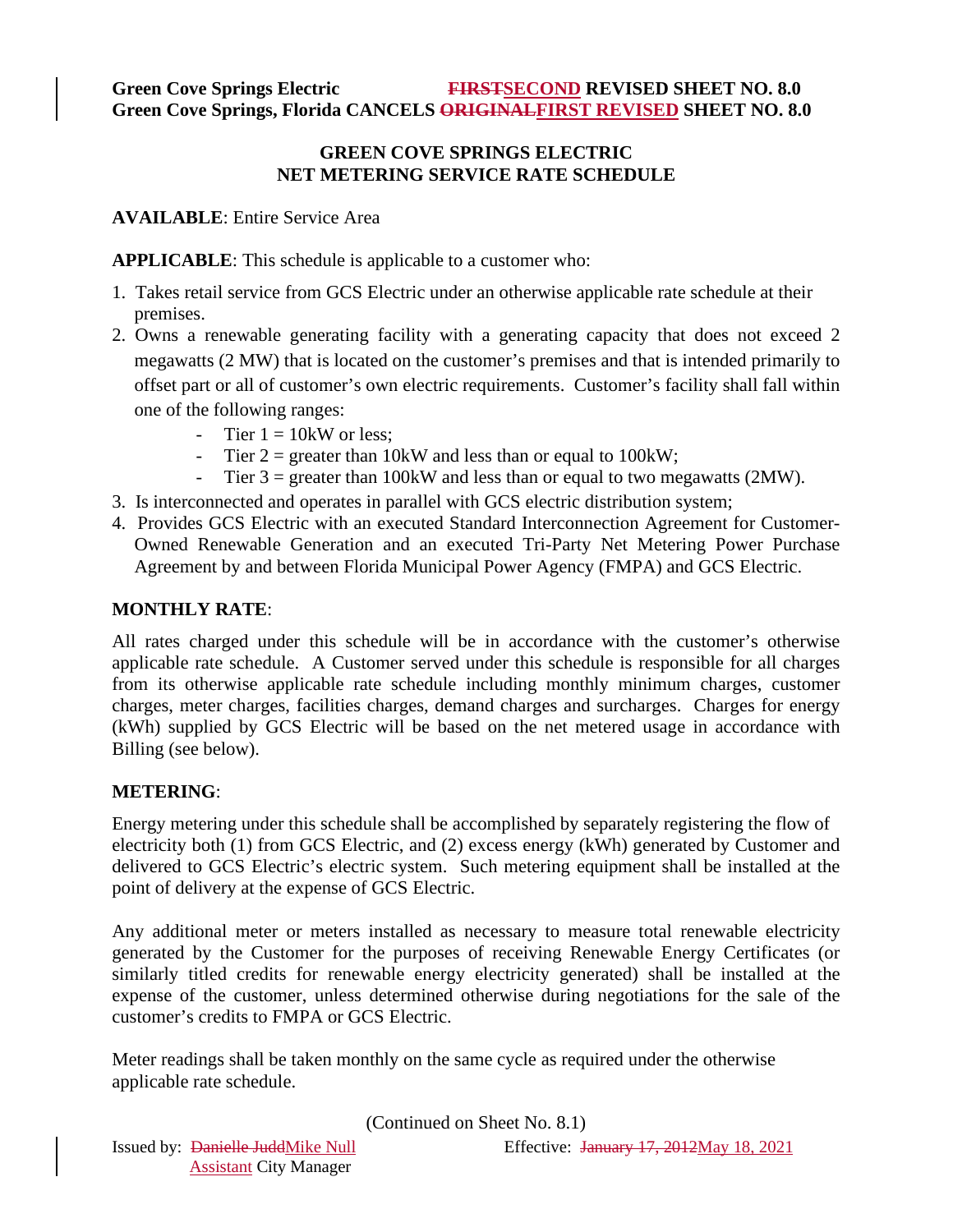**Green Cove Springs Electric** **~~FIRST~~SECOND REVISED SHEET NO. 8.0**
**Green Cove Springs, Florida CANCELS ~~ORIGINAL~~FIRST REVISED SHEET NO. 8.0**

## GREEN COVE SPRINGS ELECTRIC
## NET METERING SERVICE RATE SCHEDULE

**AVAILABLE**: Entire Service Area

**APPLICABLE**: This schedule is applicable to a customer who:

1. Takes retail service from GCS Electric under an otherwise applicable rate schedule at their premises.
2. Owns a renewable generating facility with a generating capacity that does not exceed 2 megawatts (2 MW) that is located on the customer's premises and that is intended primarily to offset part or all of customer's own electric requirements. Customer's facility shall fall within one of the following ranges:
   - Tier 1 = 10kW or less;
   - Tier 2 = greater than 10kW and less than or equal to 100kW;
   - Tier 3 = greater than 100kW and less than or equal to two megawatts (2MW).
3. Is interconnected and operates in parallel with GCS electric distribution system;
4. Provides GCS Electric with an executed Standard Interconnection Agreement for Customer-Owned Renewable Generation and an executed Tri-Party Net Metering Power Purchase Agreement by and between Florida Municipal Power Agency (FMPA) and GCS Electric.

**MONTHLY RATE**:

All rates charged under this schedule will be in accordance with the customer's otherwise applicable rate schedule. A Customer served under this schedule is responsible for all charges from its otherwise applicable rate schedule including monthly minimum charges, customer charges, meter charges, facilities charges, demand charges and surcharges. Charges for energy (kWh) supplied by GCS Electric will be based on the net metered usage in accordance with Billing (see below).

**METERING**:

Energy metering under this schedule shall be accomplished by separately registering the flow of electricity both (1) from GCS Electric, and (2) excess energy (kWh) generated by Customer and delivered to GCS Electric's electric system. Such metering equipment shall be installed at the point of delivery at the expense of GCS Electric.

Any additional meter or meters installed as necessary to measure total renewable electricity generated by the Customer for the purposes of receiving Renewable Energy Certificates (or similarly titled credits for renewable energy electricity generated) shall be installed at the expense of the customer, unless determined otherwise during negotiations for the sale of the customer's credits to FMPA or GCS Electric.

Meter readings shall be taken monthly on the same cycle as required under the otherwise applicable rate schedule.

(Continued on Sheet No. 8.1)

Issued by: ~~Danielle Judd~~Mike Null
Assistant City Manager

Effective: ~~January 17, 2012~~May 18, 2021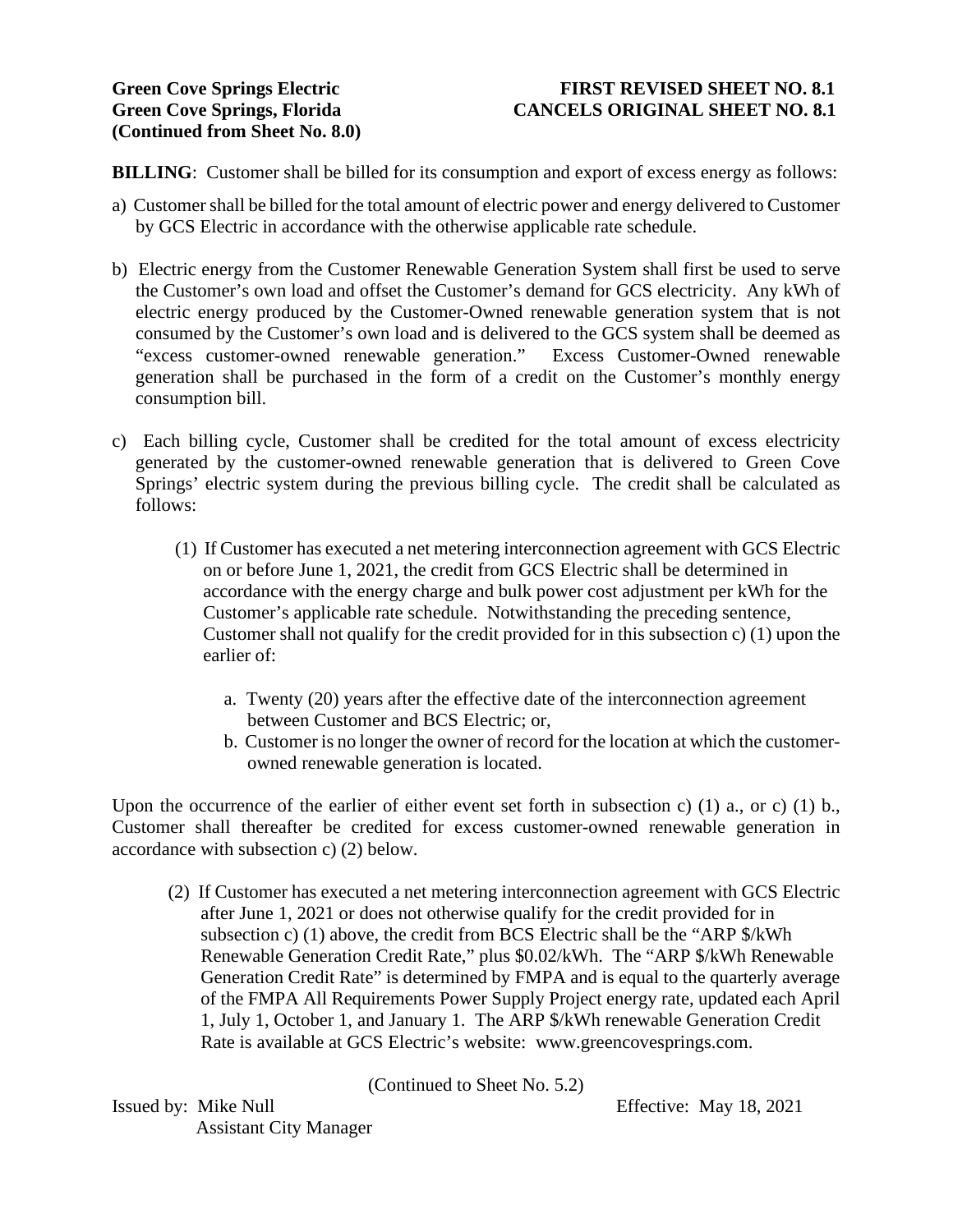**Green Cove Springs Electric**
**Green Cove Springs, Florida**
**(Continued from Sheet No. 8.0)**

**FIRST REVISED SHEET NO. 8.1**
**CANCELS ORIGINAL SHEET NO. 8.1**

**BILLING**: Customer shall be billed for its consumption and export of excess energy as follows:

a) Customer shall be billed for the total amount of electric power and energy delivered to Customer by GCS Electric in accordance with the otherwise applicable rate schedule.

b) Electric energy from the Customer Renewable Generation System shall first be used to serve the Customer's own load and offset the Customer's demand for GCS electricity. Any kWh of electric energy produced by the Customer-Owned renewable generation system that is not consumed by the Customer's own load and is delivered to the GCS system shall be deemed as "excess customer-owned renewable generation." Excess Customer-Owned renewable generation shall be purchased in the form of a credit on the Customer's monthly energy consumption bill.

c) Each billing cycle, Customer shall be credited for the total amount of excess electricity generated by the customer-owned renewable generation that is delivered to Green Cove Springs' electric system during the previous billing cycle. The credit shall be calculated as follows:

(1) If Customer has executed a net metering interconnection agreement with GCS Electric on or before June 1, 2021, the credit from GCS Electric shall be determined in accordance with the energy charge and bulk power cost adjustment per kWh for the Customer's applicable rate schedule. Notwithstanding the preceding sentence, Customer shall not qualify for the credit provided for in this subsection c) (1) upon the earlier of:

a. Twenty (20) years after the effective date of the interconnection agreement between Customer and BCS Electric; or,

b. Customer is no longer the owner of record for the location at which the customer-owned renewable generation is located.

Upon the occurrence of the earlier of either event set forth in subsection c) (1) a., or c) (1) b., Customer shall thereafter be credited for excess customer-owned renewable generation in accordance with subsection c) (2) below.

(2) If Customer has executed a net metering interconnection agreement with GCS Electric after June 1, 2021 or does not otherwise qualify for the credit provided for in subsection c) (1) above, the credit from BCS Electric shall be the "ARP $/kWh Renewable Generation Credit Rate," plus $0.02/kWh. The "ARP $/kWh Renewable Generation Credit Rate" is determined by FMPA and is equal to the quarterly average of the FMPA All Requirements Power Supply Project energy rate, updated each April 1, July 1, October 1, and January 1. The ARP $/kWh renewable Generation Credit Rate is available at GCS Electric's website: www.greencovesprings.com.

(Continued to Sheet No. 5.2)

Issued by: Mike Null
Assistant City Manager

Effective: May 18, 2021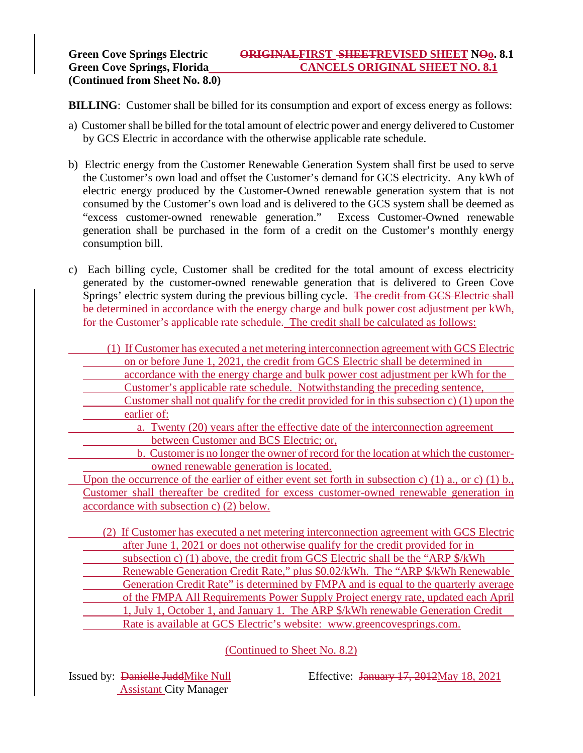**Green Cove Springs Electric** **~~ORIGINAL~~FIRST ~~SHEET~~REVISED SHEET N~~O~~o. 8.1**
**Green Cove Springs, Florida** **CANCELS ORIGINAL SHEET NO. 8.1**
**(Continued from Sheet No. 8.0)**

**BILLING**: Customer shall be billed for its consumption and export of excess energy as follows:

a) Customer shall be billed for the total amount of electric power and energy delivered to Customer by GCS Electric in accordance with the otherwise applicable rate schedule.

b) Electric energy from the Customer Renewable Generation System shall first be used to serve the Customer's own load and offset the Customer's demand for GCS electricity. Any kWh of electric energy produced by the Customer-Owned renewable generation system that is not consumed by the Customer's own load and is delivered to the GCS system shall be deemed as "excess customer-owned renewable generation." Excess Customer-Owned renewable generation shall be purchased in the form of a credit on the Customer's monthly energy consumption bill.

c) Each billing cycle, Customer shall be credited for the total amount of excess electricity generated by the customer-owned renewable generation that is delivered to Green Cove Springs' electric system during the previous billing cycle. ~~The credit from GCS Electric shall be determined in accordance with the energy charge and bulk power cost adjustment per kWh, for the Customer's applicable rate schedule.~~ The credit shall be calculated as follows:

(1) If Customer has executed a net metering interconnection agreement with GCS Electric on or before June 1, 2021, the credit from GCS Electric shall be determined in accordance with the energy charge and bulk power cost adjustment per kWh for the Customer's applicable rate schedule. Notwithstanding the preceding sentence, Customer shall not qualify for the credit provided for in this subsection c) (1) upon the earlier of:

a. Twenty (20) years after the effective date of the interconnection agreement between Customer and BCS Electric; or,

b. Customer is no longer the owner of record for the location at which the customer-owned renewable generation is located.

Upon the occurrence of the earlier of either event set forth in subsection c) (1) a., or c) (1) b., Customer shall thereafter be credited for excess customer-owned renewable generation in accordance with subsection c) (2) below.

(2) If Customer has executed a net metering interconnection agreement with GCS Electric after June 1, 2021 or does not otherwise qualify for the credit provided for in subsection c) (1) above, the credit from GCS Electric shall be the "ARP $/kWh Renewable Generation Credit Rate," plus $0.02/kWh. The "ARP $/kWh Renewable Generation Credit Rate" is determined by FMPA and is equal to the quarterly average of the FMPA All Requirements Power Supply Project energy rate, updated each April 1, July 1, October 1, and January 1. The ARP $/kWh renewable Generation Credit Rate is available at GCS Electric's website: www.greencovesprings.com.

(Continued to Sheet No. 8.2)

Issued by: ~~Danielle Judd~~Mike Null
Assistant City Manager

Effective: ~~January 17, 2012~~May 18, 2021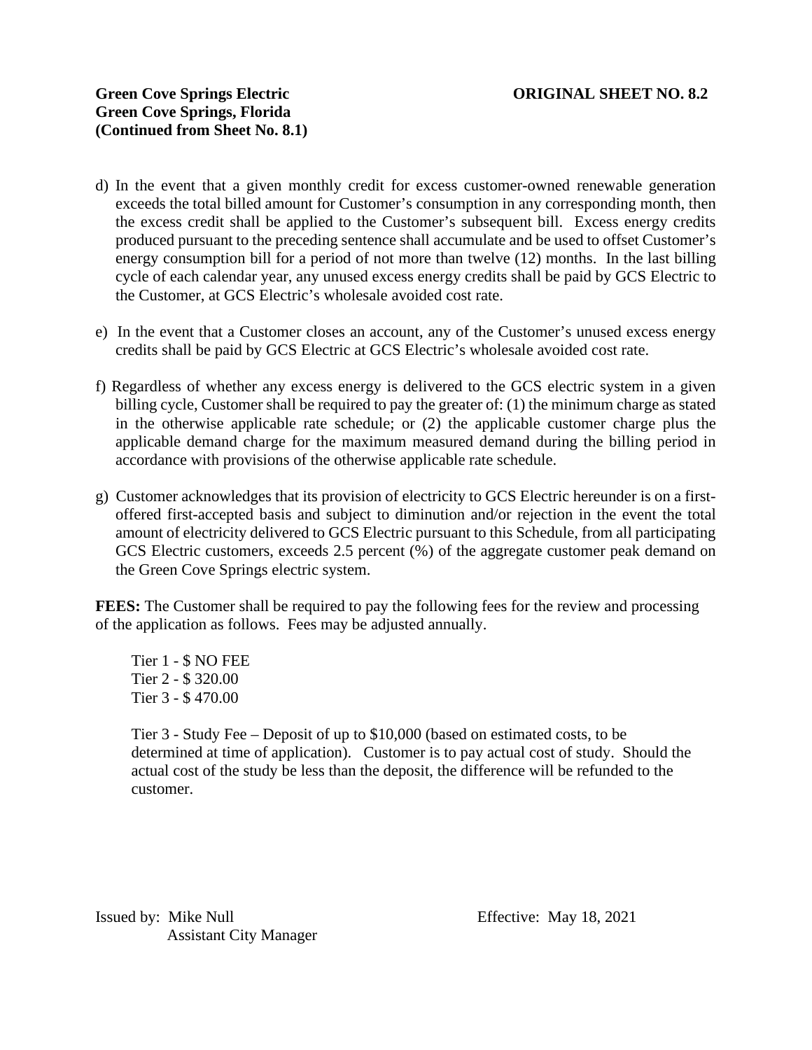**Green Cove Springs Electric** **ORIGINAL SHEET NO. 8.2**
**Green Cove Springs, Florida**
**(Continued from Sheet No. 8.1)**

d) In the event that a given monthly credit for excess customer-owned renewable generation exceeds the total billed amount for Customer's consumption in any corresponding month, then the excess credit shall be applied to the Customer's subsequent bill. Excess energy credits produced pursuant to the preceding sentence shall accumulate and be used to offset Customer's energy consumption bill for a period of not more than twelve (12) months. In the last billing cycle of each calendar year, any unused excess energy credits shall be paid by GCS Electric to the Customer, at GCS Electric's wholesale avoided cost rate.

e) In the event that a Customer closes an account, any of the Customer's unused excess energy credits shall be paid by GCS Electric at GCS Electric's wholesale avoided cost rate.

f) Regardless of whether any excess energy is delivered to the GCS electric system in a given billing cycle, Customer shall be required to pay the greater of: (1) the minimum charge as stated in the otherwise applicable rate schedule; or (2) the applicable customer charge plus the applicable demand charge for the maximum measured demand during the billing period in accordance with provisions of the otherwise applicable rate schedule.

g) Customer acknowledges that its provision of electricity to GCS Electric hereunder is on a first-offered first-accepted basis and subject to diminution and/or rejection in the event the total amount of electricity delivered to GCS Electric pursuant to this Schedule, from all participating GCS Electric customers, exceeds 2.5 percent (%) of the aggregate customer peak demand on the Green Cove Springs electric system.

**FEES:** The Customer shall be required to pay the following fees for the review and processing of the application as follows. Fees may be adjusted annually.

Tier 1 - $ NO FEE
Tier 2 - $ 320.00
Tier 3 - $ 470.00

Tier 3 - Study Fee – Deposit of up to $10,000 (based on estimated costs, to be determined at time of application). Customer is to pay actual cost of study. Should the actual cost of the study be less than the deposit, the difference will be refunded to the customer.

Issued by: Mike Null
Assistant City Manager

Effective: May 18, 2021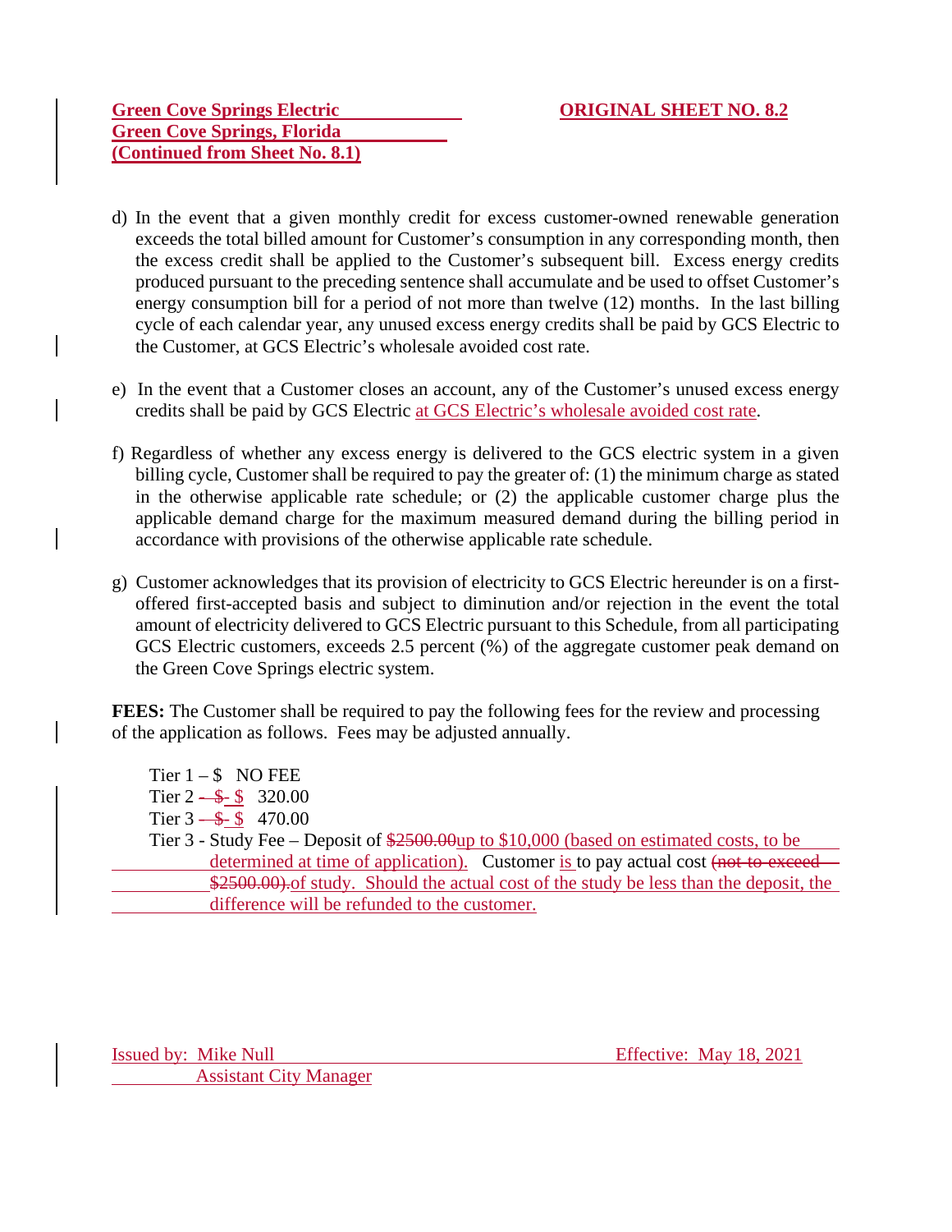**Green Cove Springs Electric** **ORIGINAL SHEET NO. 8.2**
**Green Cove Springs, Florida**
**(Continued from Sheet No. 8.1)**

d) In the event that a given monthly credit for excess customer-owned renewable generation exceeds the total billed amount for Customer's consumption in any corresponding month, then the excess credit shall be applied to the Customer's subsequent bill. Excess energy credits produced pursuant to the preceding sentence shall accumulate and be used to offset Customer's energy consumption bill for a period of not more than twelve (12) months. In the last billing cycle of each calendar year, any unused excess energy credits shall be paid by GCS Electric to the Customer, at GCS Electric's wholesale avoided cost rate.

e) In the event that a Customer closes an account, any of the Customer's unused excess energy credits shall be paid by GCS Electric at GCS Electric's wholesale avoided cost rate.

f) Regardless of whether any excess energy is delivered to the GCS electric system in a given billing cycle, Customer shall be required to pay the greater of: (1) the minimum charge as stated in the otherwise applicable rate schedule; or (2) the applicable customer charge plus the applicable demand charge for the maximum measured demand during the billing period in accordance with provisions of the otherwise applicable rate schedule.

g) Customer acknowledges that its provision of electricity to GCS Electric hereunder is on a first-offered first-accepted basis and subject to diminution and/or rejection in the event the total amount of electricity delivered to GCS Electric pursuant to this Schedule, from all participating GCS Electric customers, exceeds 2.5 percent (%) of the aggregate customer peak demand on the Green Cove Springs electric system.

**FEES:** The Customer shall be required to pay the following fees for the review and processing of the application as follows. Fees may be adjusted annually.

Tier 1 – $ NO FEE
Tier 2 – ~~$~~ $ 320.00
Tier 3 – ~~$~~ $ 470.00
Tier 3 - Study Fee – Deposit of ~~$2500.00~~up to $10,000 (based on estimated costs, to be determined at time of application). Customer is to pay actual cost ~~(not to exceed $2500.00).~~of study. Should the actual cost of the study be less than the deposit, the difference will be refunded to the customer.

Issued by: Mike Null
Assistant City Manager

Effective: May 18, 2021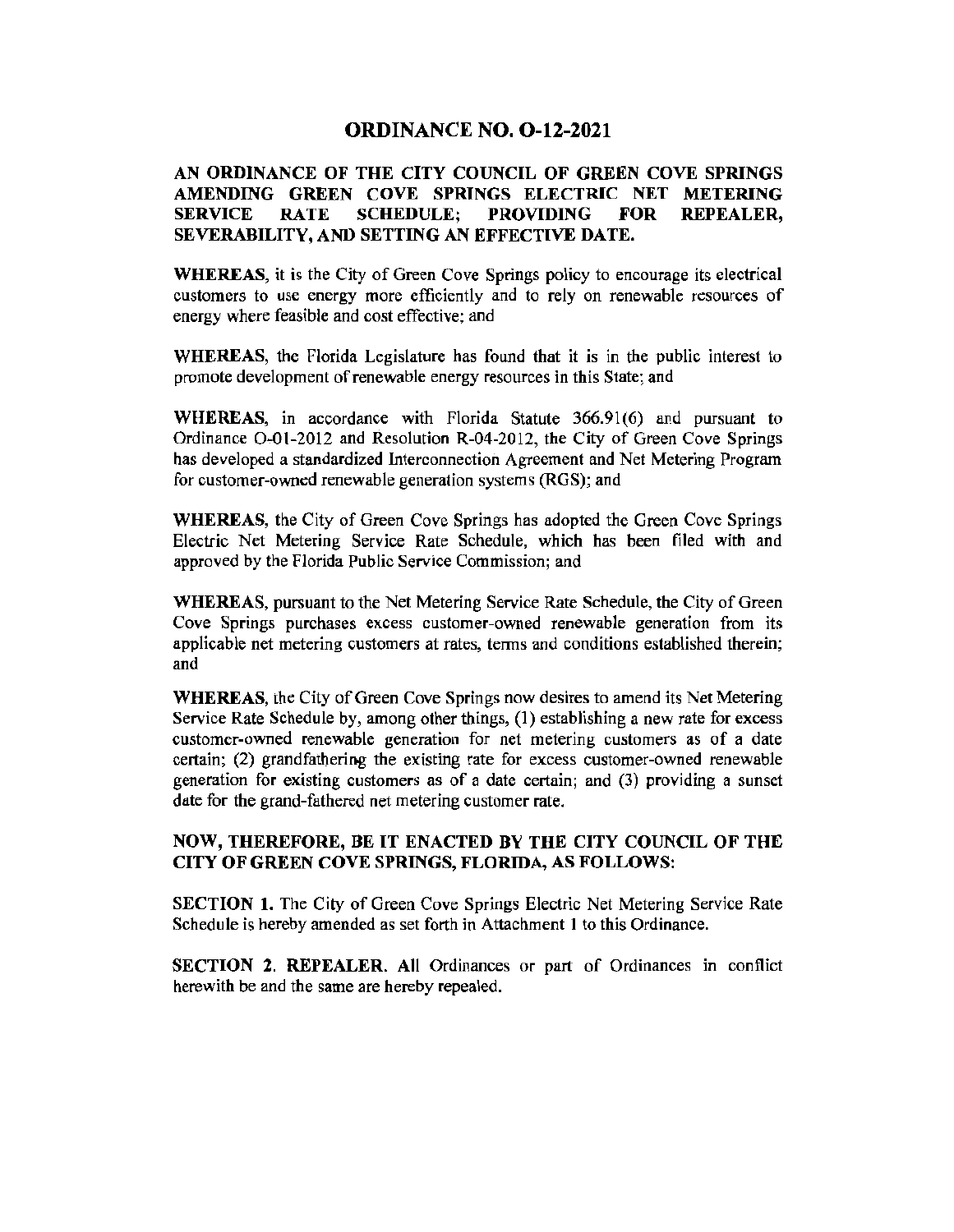# ORDINANCE NO. O-12-2021

**AN ORDINANCE OF THE CITY COUNCIL OF GREEN COVE SPRINGS AMENDING GREEN COVE SPRINGS ELECTRIC NET METERING SERVICE RATE SCHEDULE; PROVIDING FOR REPEALER, SEVERABILITY, AND SETTING AN EFFECTIVE DATE.**

**WHEREAS**, it is the City of Green Cove Springs policy to encourage its electrical customers to use energy more efficiently and to rely on renewable resources of energy where feasible and cost effective; and

**WHEREAS**, the Florida Legislature has found that it is in the public interest to promote development of renewable energy resources in this State; and

**WHEREAS**, in accordance with Florida Statute 366.91(6) and pursuant to Ordinance O-01-2012 and Resolution R-04-2012, the City of Green Cove Springs has developed a standardized Interconnection Agreement and Net Metering Program for customer-owned renewable generation systems (RGS); and

**WHEREAS**, the City of Green Cove Springs has adopted the Green Cove Springs Electric Net Metering Service Rate Schedule, which has been filed with and approved by the Florida Public Service Commission; and

**WHEREAS**, pursuant to the Net Metering Service Rate Schedule, the City of Green Cove Springs purchases excess customer-owned renewable generation from its applicable net metering customers at rates, terms and conditions established therein; and

**WHEREAS**, the City of Green Cove Springs now desires to amend its Net Metering Service Rate Schedule by, among other things, (1) establishing a new rate for excess customer-owned renewable generation for net metering customers as of a date certain; (2) grandfathering the existing rate for excess customer-owned renewable generation for existing customers as of a date certain; and (3) providing a sunset date for the grand-fathered net metering customer rate.

**NOW, THEREFORE, BE IT ENACTED BY THE CITY COUNCIL OF THE CITY OF GREEN COVE SPRINGS, FLORIDA, AS FOLLOWS:**

**SECTION 1.** The City of Green Cove Springs Electric Net Metering Service Rate Schedule is hereby amended as set forth in Attachment 1 to this Ordinance.

**SECTION 2. REPEALER.** All Ordinances or part of Ordinances in conflict herewith be and the same are hereby repealed.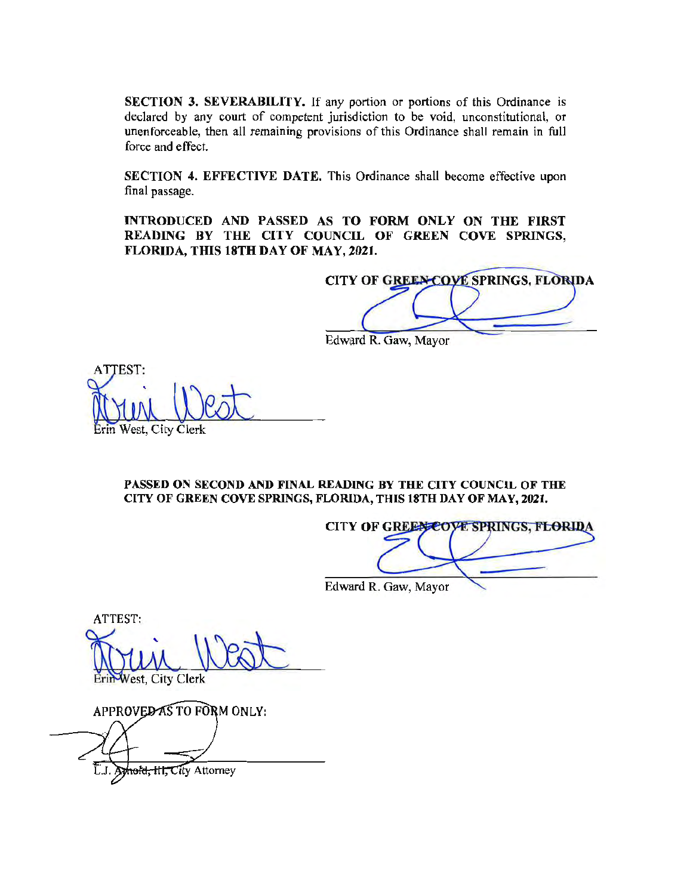**SECTION 3. SEVERABILITY.** If any portion or portions of this Ordinance is declared by any court of competent jurisdiction to be void, unconstitutional, or unenforceable, then all remaining provisions of this Ordinance shall remain in full force and effect.

**SECTION 4. EFFECTIVE DATE.** This Ordinance shall become effective upon final passage.

**INTRODUCED AND PASSED AS TO FORM ONLY ON THE FIRST READING BY THE CITY COUNCIL OF GREEN COVE SPRINGS, FLORIDA, THIS 18TH DAY OF MAY, 2021.**

**CITY OF GREEN COVE SPRINGS, FLORIDA**

Edward R. Gaw, Mayor

ATTEST:

Erin West, City Clerk

**PASSED ON SECOND AND FINAL READING BY THE CITY COUNCIL OF THE CITY OF GREEN COVE SPRINGS, FLORIDA, THIS 18TH DAY OF MAY, 2021.**

**CITY OF GREEN COVE SPRINGS, FLORIDA**

Edward R. Gaw, Mayor

ATTEST:

Erin West, City Clerk

APPROVED AS TO FORM ONLY:

L.J. Arnold, III, City Attorney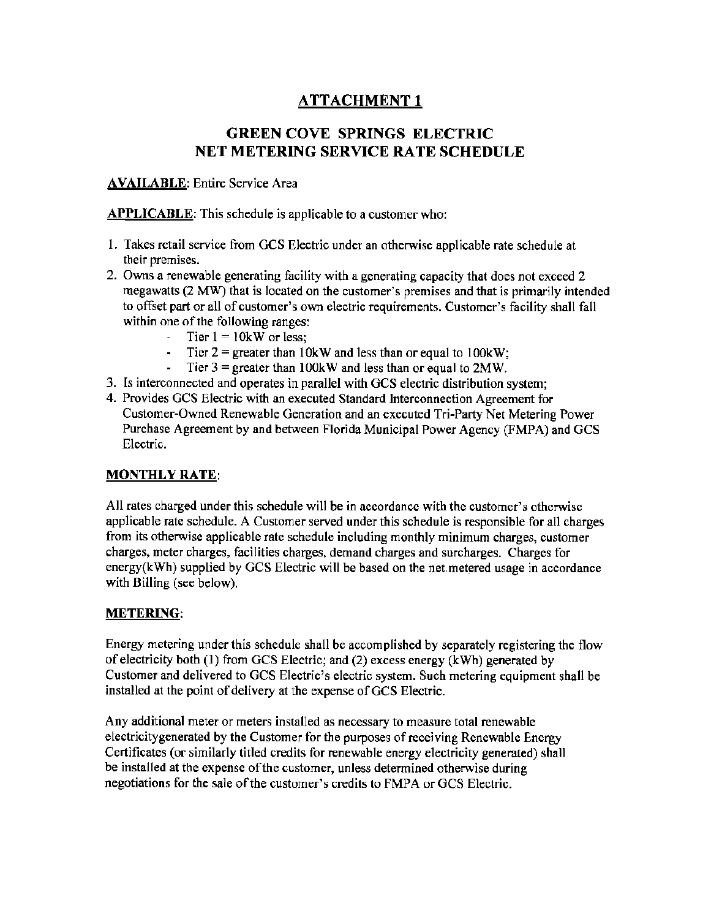# ATTACHMENT 1

## GREEN COVE SPRINGS ELECTRIC NET METERING SERVICE RATE SCHEDULE

**AVAILABLE**: Entire Service Area

**APPLICABLE**: This schedule is applicable to a customer who:

1. Takes retail service from GCS Electric under an otherwise applicable rate schedule at their premises.
2. Owns a renewable generating facility with a generating capacity that does not exceed 2 megawatts (2 MW) that is located on the customer's premises and that is primarily intended to offset part or all of customer's own electric requirements. Customer's facility shall fall within one of the following ranges:
   - Tier 1 = 10kW or less;
   - Tier 2 = greater than 10kW and less than or equal to 100kW;
   - Tier 3 = greater than 100kW and less than or equal to 2MW.
3. Is interconnected and operates in parallel with GCS electric distribution system;
4. Provides GCS Electric with an executed Standard Interconnection Agreement for Customer-Owned Renewable Generation and an executed Tri-Party Net Metering Power Purchase Agreement by and between Florida Municipal Power Agency (FMPA) and GCS Electric.

**MONTHLY RATE**:

All rates charged under this schedule will be in accordance with the customer's otherwise applicable rate schedule. A Customer served under this schedule is responsible for all charges from its otherwise applicable rate schedule including monthly minimum charges, customer charges, meter charges, facilities charges, demand charges and surcharges. Charges for energy(kWh) supplied by GCS Electric will be based on the net metered usage in accordance with Billing (see below).

**METERING**:

Energy metering under this schedule shall be accomplished by separately registering the flow of electricity both (1) from GCS Electric; and (2) excess energy (kWh) generated by Customer and delivered to GCS Electric's electric system. Such metering equipment shall be installed at the point of delivery at the expense of GCS Electric.

Any additional meter or meters installed as necessary to measure total renewable electricitygenerated by the Customer for the purposes of receiving Renewable Energy Certificates (or similarly titled credits for renewable energy electricity generated) shall be installed at the expense of the customer, unless determined otherwise during negotiations for the sale of the customer's credits to FMPA or GCS Electric.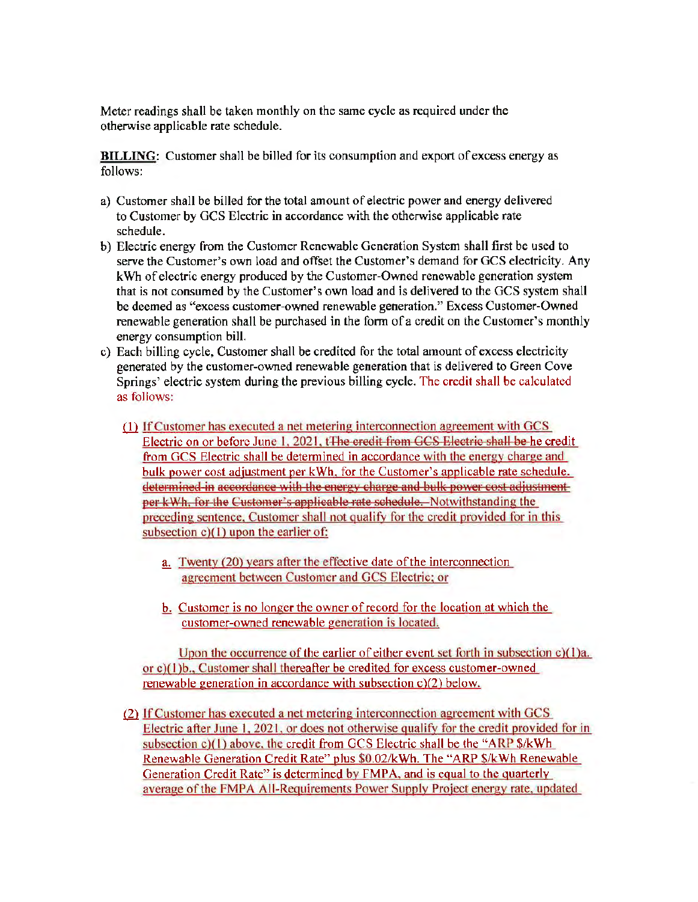Meter readings shall be taken monthly on the same cycle as required under the otherwise applicable rate schedule.

**BILLING**: Customer shall be billed for its consumption and export of excess energy as follows:

a) Customer shall be billed for the total amount of electric power and energy delivered to Customer by GCS Electric in accordance with the otherwise applicable rate schedule.

b) Electric energy from the Customer Renewable Generation System shall first be used to serve the Customer's own load and offset the Customer's demand for GCS electricity. Any kWh of electric energy produced by the Customer-Owned renewable generation system that is not consumed by the Customer's own load and is delivered to the GCS system shall be deemed as "excess customer-owned renewable generation." Excess Customer-Owned renewable generation shall be purchased in the form of a credit on the Customer's monthly energy consumption bill.

c) Each billing cycle, Customer shall be credited for the total amount of excess electricity generated by the customer-owned renewable generation that is delivered to Green Cove Springs' electric system during the previous billing cycle. The credit shall be calculated as follows:

   (1) If Customer has executed a net metering interconnection agreement with GCS Electric on or before June 1, 2021, t~~The credit from GCS Electric shall be~~ he credit from GCS Electric shall be determined in accordance with the energy charge and bulk power cost adjustment per kWh, for the Customer's applicable rate schedule. ~~determined in accordance with the energy charge and bulk power cost adjustment per kWh, for the Customer's applicable rate schedule.~~ Notwithstanding the preceding sentence, Customer shall not qualify for the credit provided for in this subsection c)(1) upon the earlier of:

      a. Twenty (20) years after the effective date of the interconnection agreement between Customer and GCS Electric; or

      b. Customer is no longer the owner of record for the location at which the customer-owned renewable generation is located.

      Upon the occurrence of the earlier of either event set forth in subsection c)(1)a. or c)(1)b., Customer shall thereafter be credited for excess customer-owned renewable generation in accordance with subsection c)(2) below.

   (2) If Customer has executed a net metering interconnection agreement with GCS Electric after June 1, 2021, or does not otherwise qualify for the credit provided for in subsection c)(1) above, the credit from GCS Electric shall be the "ARP $/kWh Renewable Generation Credit Rate" plus $0.02/kWh. The "ARP $/kWh Renewable Generation Credit Rate" is determined by FMPA, and is equal to the quarterly average of the FMPA All-Requirements Power Supply Project energy rate, updated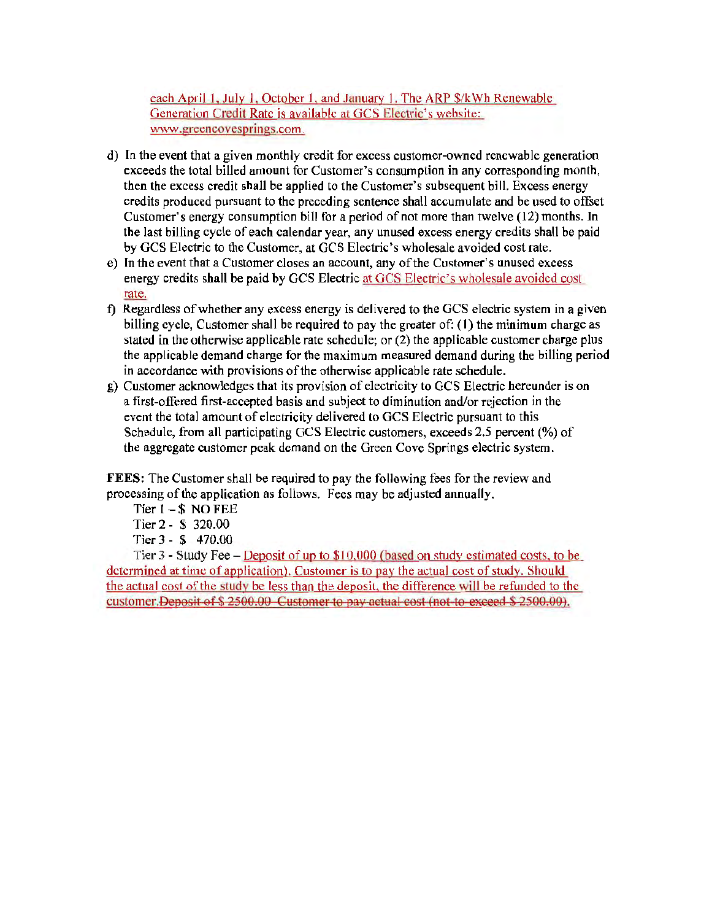each April 1, July 1, October 1, and January 1. The ARP $/kWh Renewable Generation Credit Rate is available at GCS Electric's website: www.greencovesprings.com.

d) In the event that a given monthly credit for excess customer-owned renewable generation exceeds the total billed amount for Customer's consumption in any corresponding month, then the excess credit shall be applied to the Customer's subsequent bill. Excess energy credits produced pursuant to the preceding sentence shall accumulate and be used to offset Customer's energy consumption bill for a period of not more than twelve (12) months. In the last billing cycle of each calendar year, any unused excess energy credits shall be paid by GCS Electric to the Customer, at GCS Electric's wholesale avoided cost rate.

e) In the event that a Customer closes an account, any of the Customer's unused excess energy credits shall be paid by GCS Electric at GCS Electric's wholesale avoided cost rate.

f) Regardless of whether any excess energy is delivered to the GCS electric system in a given billing cycle, Customer shall be required to pay the greater of: (1) the minimum charge as stated in the otherwise applicable rate schedule; or (2) the applicable customer charge plus the applicable demand charge for the maximum measured demand during the billing period in accordance with provisions of the otherwise applicable rate schedule.

g) Customer acknowledges that its provision of electricity to GCS Electric hereunder is on a first-offered first-accepted basis and subject to diminution and/or rejection in the event the total amount of electricity delivered to GCS Electric pursuant to this Schedule, from all participating GCS Electric customers, exceeds 2.5 percent (%) of the aggregate customer peak demand on the Green Cove Springs electric system.

**FEES:** The Customer shall be required to pay the following fees for the review and processing of the application as follows. Fees may be adjusted annually.

Tier 1 – $ NO FEE

Tier 2 - $ 320.00

Tier 3 - $ 470.00

Tier 3 - Study Fee – Deposit of up to $10,000 (based on study estimated costs, to be determined at time of application). Customer is to pay the actual cost of study. Should the actual cost of the study be less than the deposit, the difference will be refunded to the customer. ~~Deposit of $ 2500.00 Customer to pay actual cost (not to exceed $ 2500.00).~~